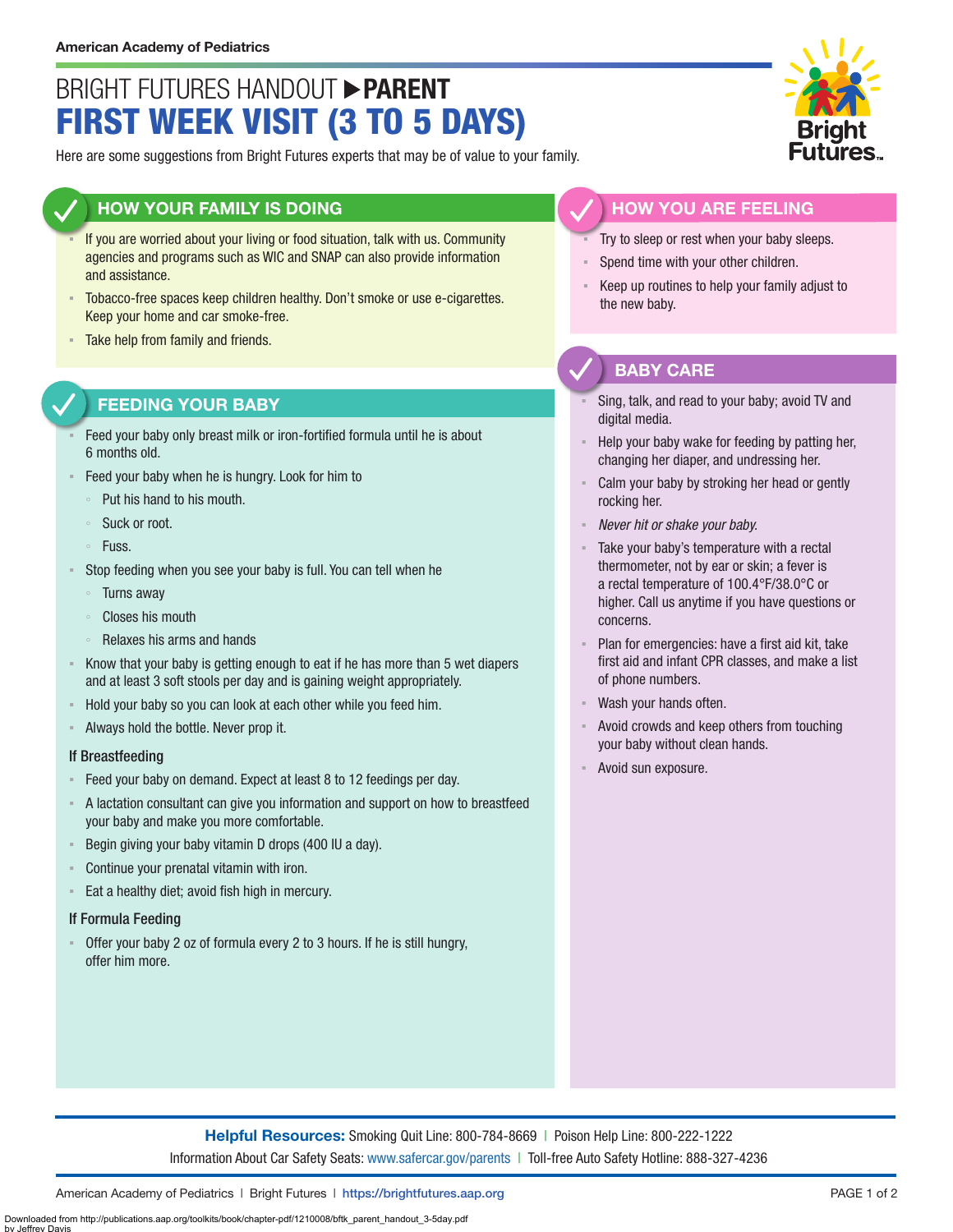American Academy of Pediatrics

# BRIGHT FUTURES HANDOUT ▶ PARENT
# FIRST WEEK VISIT (3 TO 5 DAYS)

Here are some suggestions from Bright Futures experts that may be of value to your family.

## HOW YOUR FAMILY IS DOING

- If you are worried about your living or food situation, talk with us. Community agencies and programs such as WIC and SNAP can also provide information and assistance.
- Tobacco-free spaces keep children healthy. Don't smoke or use e-cigarettes. Keep your home and car smoke-free.
- Take help from family and friends.

## FEEDING YOUR BABY

- Feed your baby only breast milk or iron-fortified formula until he is about 6 months old.
- Feed your baby when he is hungry. Look for him to
  - Put his hand to his mouth.
  - Suck or root.
  - Fuss.
- Stop feeding when you see your baby is full. You can tell when he
  - Turns away
  - Closes his mouth
  - Relaxes his arms and hands
- Know that your baby is getting enough to eat if he has more than 5 wet diapers and at least 3 soft stools per day and is gaining weight appropriately.
- Hold your baby so you can look at each other while you feed him.
- Always hold the bottle. Never prop it.

### If Breastfeeding

- Feed your baby on demand. Expect at least 8 to 12 feedings per day.
- A lactation consultant can give you information and support on how to breastfeed your baby and make you more comfortable.
- Begin giving your baby vitamin D drops (400 IU a day).
- Continue your prenatal vitamin with iron.
- Eat a healthy diet; avoid fish high in mercury.

### If Formula Feeding

- Offer your baby 2 oz of formula every 2 to 3 hours. If he is still hungry, offer him more.

## HOW YOU ARE FEELING

- Try to sleep or rest when your baby sleeps.
- Spend time with your other children.
- Keep up routines to help your family adjust to the new baby.

## BABY CARE

- Sing, talk, and read to your baby; avoid TV and digital media.
- Help your baby wake for feeding by patting her, changing her diaper, and undressing her.
- Calm your baby by stroking her head or gently rocking her.
- *Never hit or shake your baby.*
- Take your baby's temperature with a rectal thermometer, not by ear or skin; a fever is a rectal temperature of 100.4°F/38.0°C or higher. Call us anytime if you have questions or concerns.
- Plan for emergencies: have a first aid kit, take first aid and infant CPR classes, and make a list of phone numbers.
- Wash your hands often.
- Avoid crowds and keep others from touching your baby without clean hands.
- Avoid sun exposure.

**Helpful Resources:** Smoking Quit Line: 800-784-8669 | Poison Help Line: 800-222-1222
Information About Car Safety Seats: www.safercar.gov/parents | Toll-free Auto Safety Hotline: 888-327-4236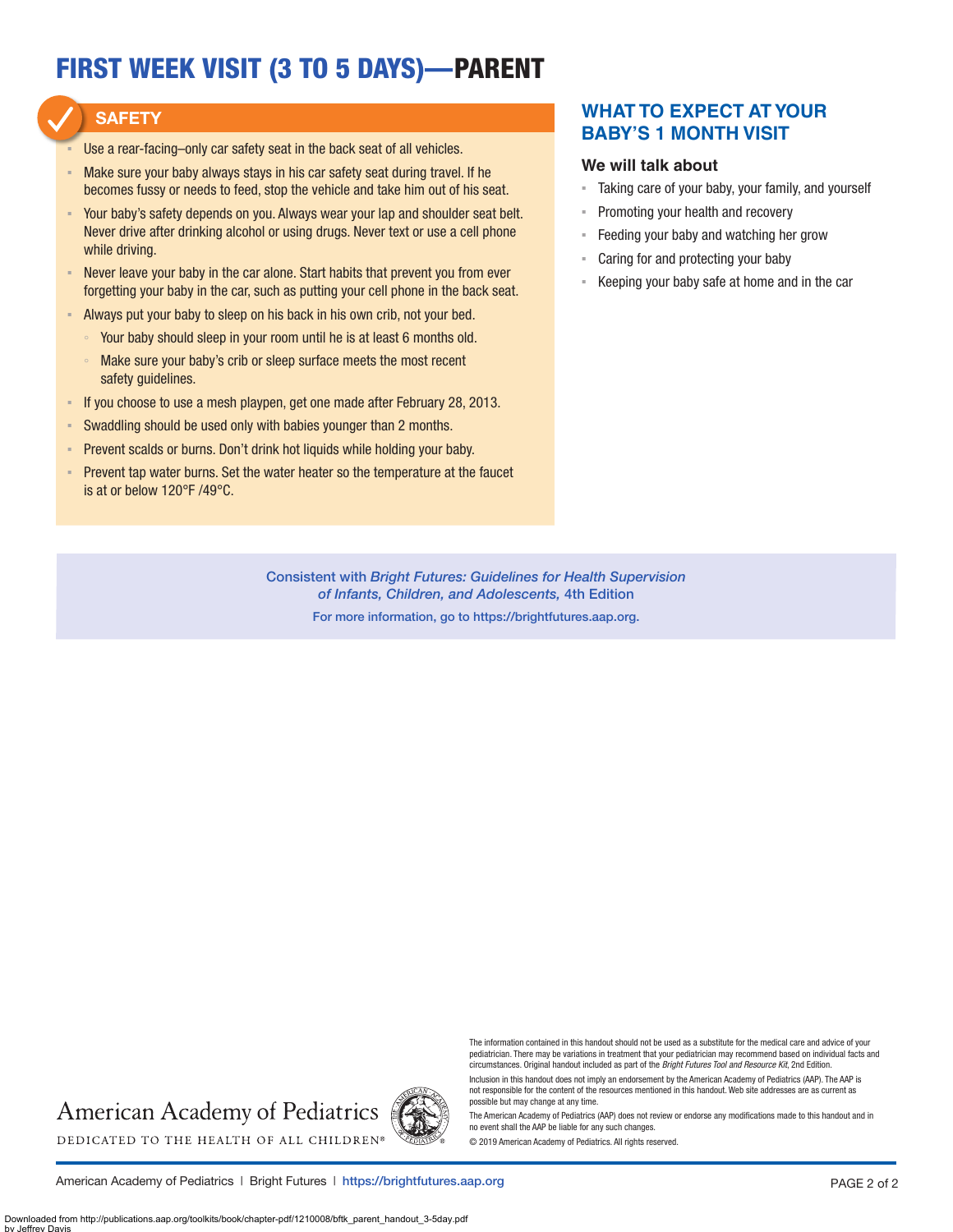# FIRST WEEK VISIT (3 TO 5 DAYS)—PARENT

## SAFETY

- Use a rear-facing–only car safety seat in the back seat of all vehicles.
- Make sure your baby always stays in his car safety seat during travel. If he becomes fussy or needs to feed, stop the vehicle and take him out of his seat.
- Your baby's safety depends on you. Always wear your lap and shoulder seat belt. Never drive after drinking alcohol or using drugs. Never text or use a cell phone while driving.
- Never leave your baby in the car alone. Start habits that prevent you from ever forgetting your baby in the car, such as putting your cell phone in the back seat.
- Always put your baby to sleep on his back in his own crib, not your bed.
  - Your baby should sleep in your room until he is at least 6 months old.
  - Make sure your baby's crib or sleep surface meets the most recent safety guidelines.
- If you choose to use a mesh playpen, get one made after February 28, 2013.
- Swaddling should be used only with babies younger than 2 months.
- Prevent scalds or burns. Don't drink hot liquids while holding your baby.
- Prevent tap water burns. Set the water heater so the temperature at the faucet is at or below 120°F /49°C.

## WHAT TO EXPECT AT YOUR BABY'S 1 MONTH VISIT

### We will talk about

- Taking care of your baby, your family, and yourself
- Promoting your health and recovery
- Feeding your baby and watching her grow
- Caring for and protecting your baby
- Keeping your baby safe at home and in the car

Consistent with *Bright Futures: Guidelines for Health Supervision of Infants, Children, and Adolescents,* 4th Edition

For more information, go to https://brightfutures.aap.org.

American Academy of Pediatrics

DEDICATED TO THE HEALTH OF ALL CHILDREN®

The information contained in this handout should not be used as a substitute for the medical care and advice of your pediatrician. There may be variations in treatment that your pediatrician may recommend based on individual facts and circumstances. Original handout included as part of the *Bright Futures Tool and Resource Kit*, 2nd Edition.

Inclusion in this handout does not imply an endorsement by the American Academy of Pediatrics (AAP). The AAP is not responsible for the content of the resources mentioned in this handout. Web site addresses are as current as possible but may change at any time.

The American Academy of Pediatrics (AAP) does not review or endorse any modifications made to this handout and in no event shall the AAP be liable for any such changes.

© 2019 American Academy of Pediatrics. All rights reserved.

Downloaded from http://publications.aap.org/toolkits/book/chapter-pdf/1210008/bftk_parent_handout_3-5day.pdf by Jeffrey Davis